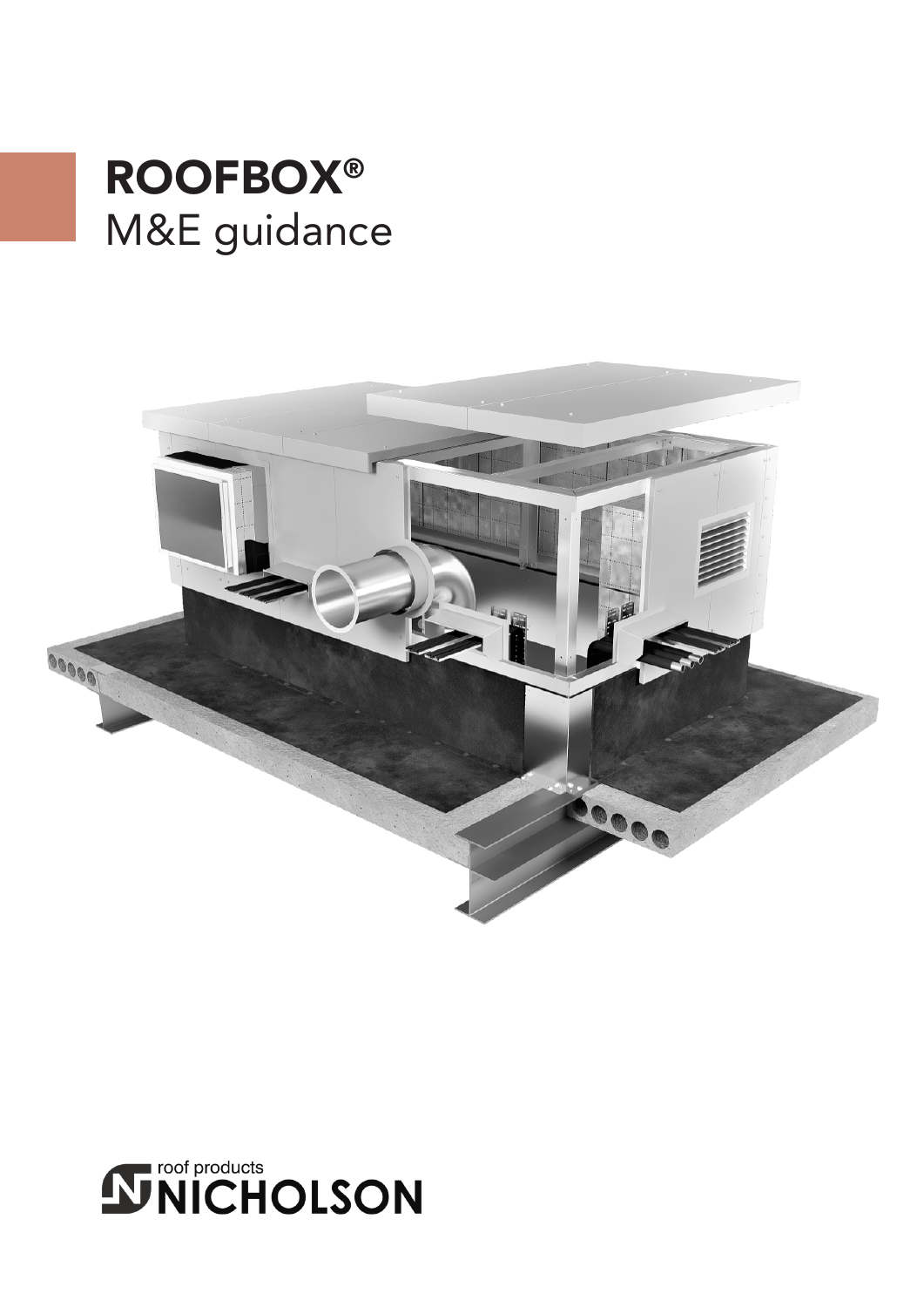# ROOFBOX®

M&E guidance

roof products

NICHOLSON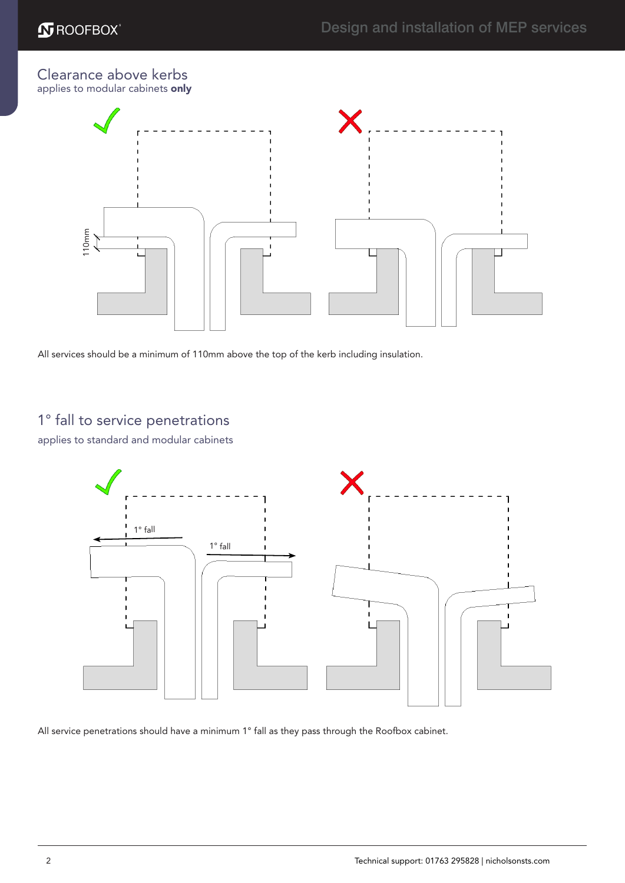## Clearance above kerbs

applies to modular cabinets **only**

All services should be a minimum of 110mm above the top of the kerb including insulation.

## 1° fall to service penetrations

applies to standard and modular cabinets

All service penetrations should have a minimum 1° fall as they pass through the Roofbox cabinet.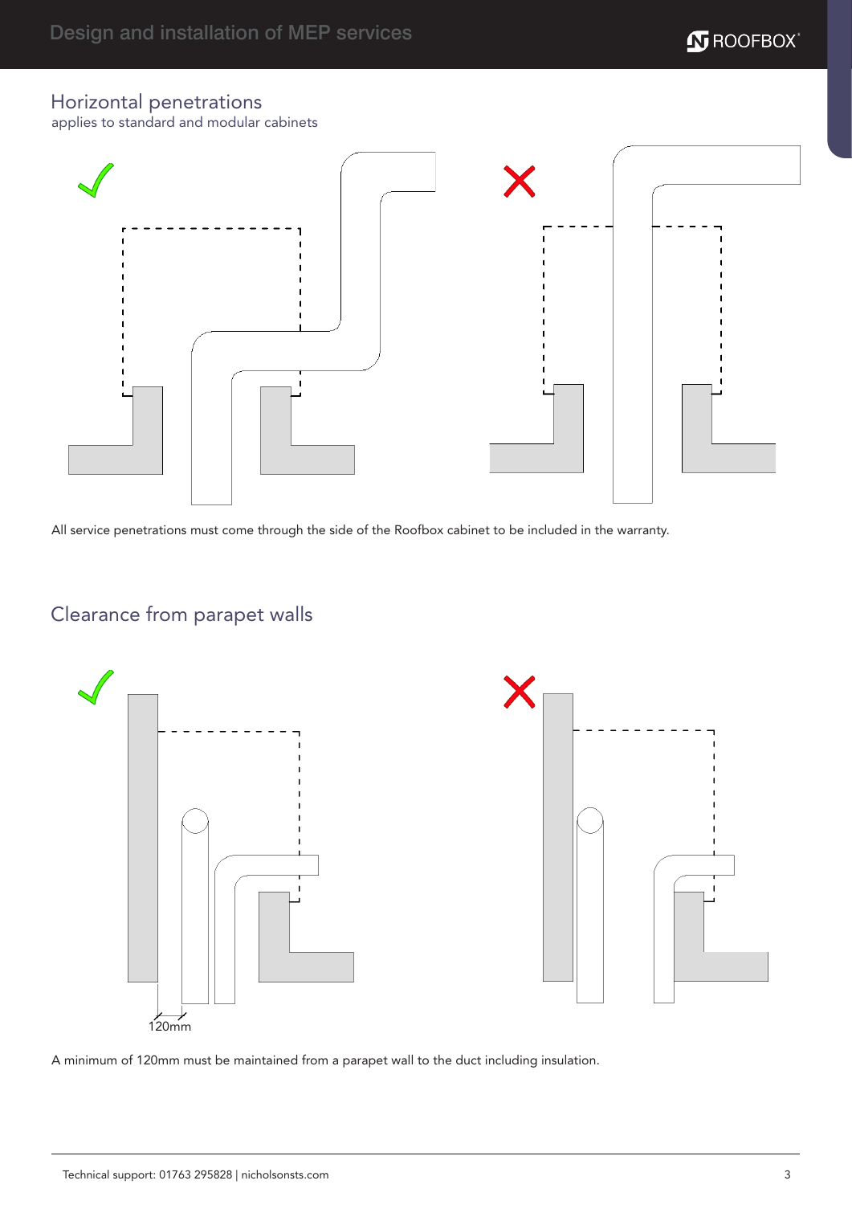## Horizontal penetrations

applies to standard and modular cabinets

All service penetrations must come through the side of the Roofbox cabinet to be included in the warranty.

## Clearance from parapet walls

120mm

A minimum of 120mm must be maintained from a parapet wall to the duct including insulation.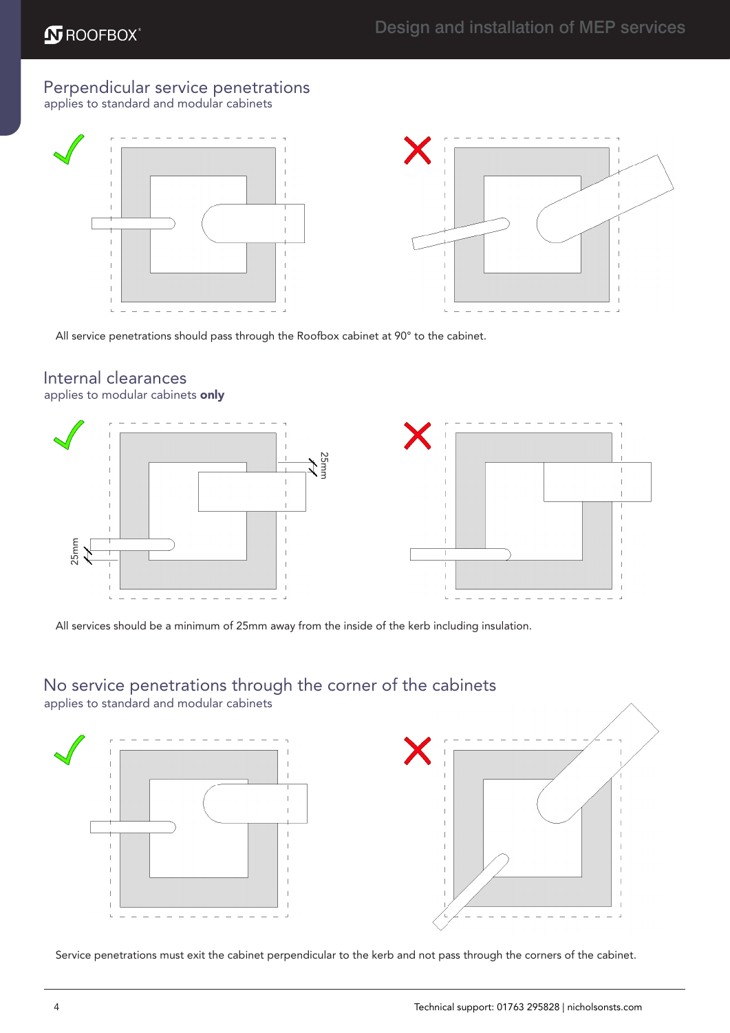## Perpendicular service penetrations

applies to standard and modular cabinets

All service penetrations should pass through the Roofbox cabinet at 90° to the cabinet.

## Internal clearances

applies to modular cabinets **only**

25mm

25mm

All services should be a minimum of 25mm away from the inside of the kerb including insulation.

## No service penetrations through the corner of the cabinets

applies to standard and modular cabinets

Service penetrations must exit the cabinet perpendicular to the kerb and not pass through the corners of the cabinet.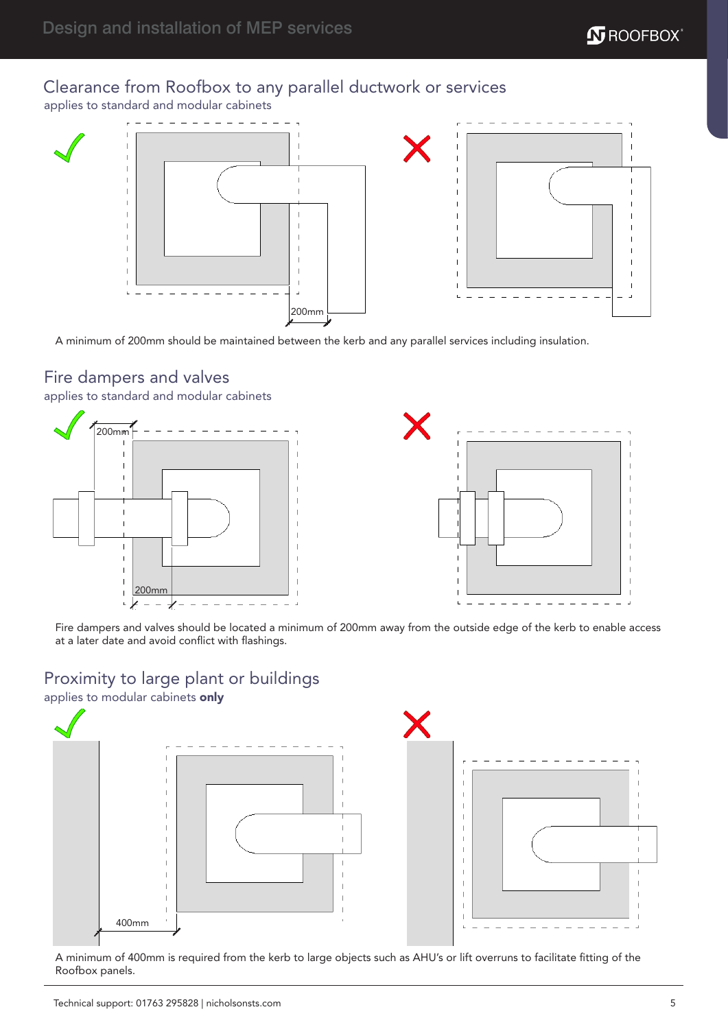## Clearance from Roofbox to any parallel ductwork or services

applies to standard and modular cabinets

200mm

A minimum of 200mm should be maintained between the kerb and any parallel services including insulation.

## Fire dampers and valves

applies to standard and modular cabinets

200mm

200mm

Fire dampers and valves should be located a minimum of 200mm away from the outside edge of the kerb to enable access at a later date and avoid conflict with flashings.

## Proximity to large plant or buildings

applies to modular cabinets **only**

400mm

A minimum of 400mm is required from the kerb to large objects such as AHU's or lift overruns to facilitate fitting of the Roofbox panels.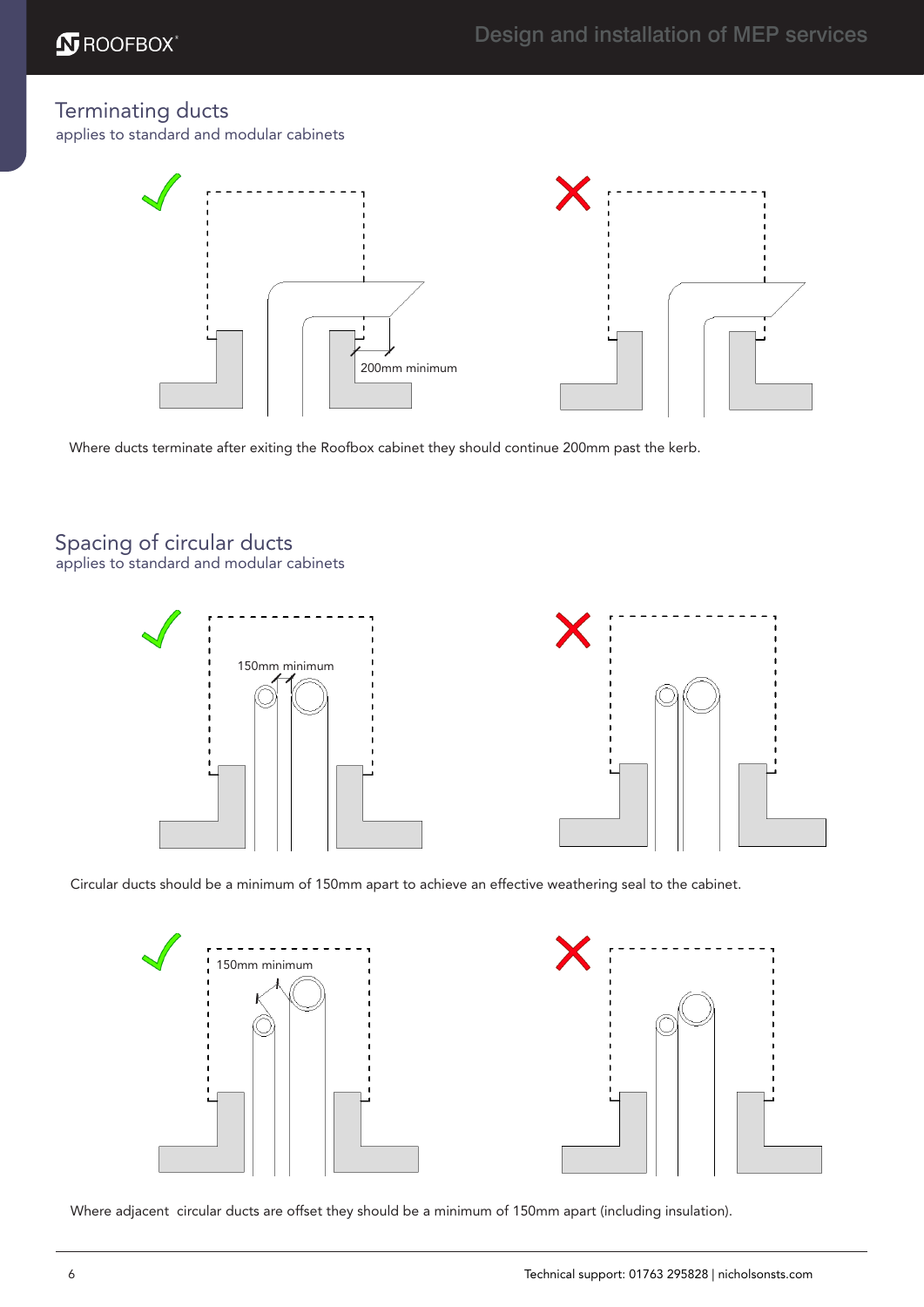## Terminating ducts

applies to standard and modular cabinets

200mm minimum

Where ducts terminate after exiting the Roofbox cabinet they should continue 200mm past the kerb.

## Spacing of circular ducts

applies to standard and modular cabinets

150mm minimum

Circular ducts should be a minimum of 150mm apart to achieve an effective weathering seal to the cabinet.

150mm minimum

Where adjacent circular ducts are offset they should be a minimum of 150mm apart (including insulation).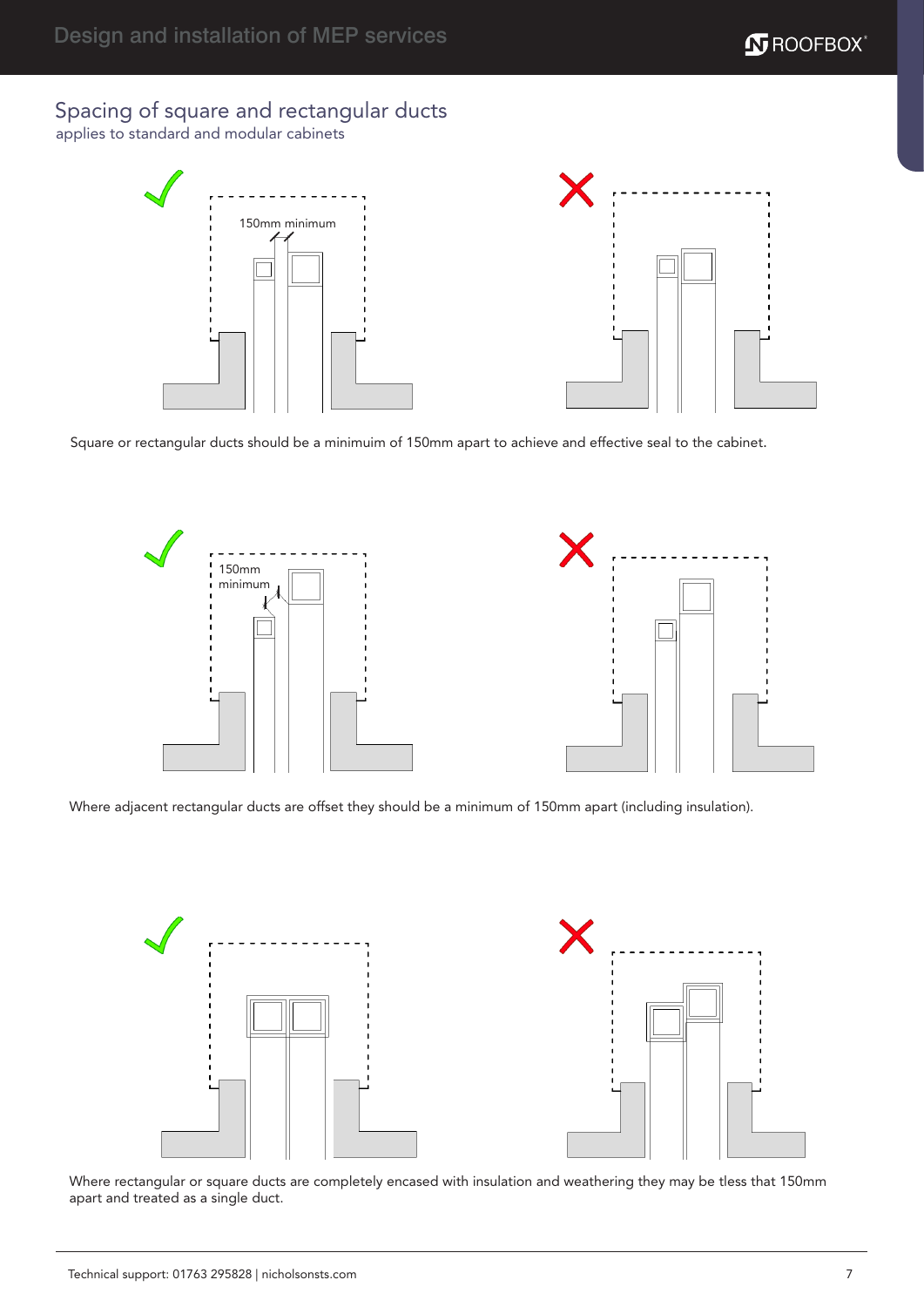## Spacing of square and rectangular ducts

applies to standard and modular cabinets

150mm minimum

Square or rectangular ducts should be a minimuim of 150mm apart to achieve and effective seal to the cabinet.

150mm minimum

Where adjacent rectangular ducts are offset they should be a minimum of 150mm apart (including insulation).

Where rectangular or square ducts are completely encased with insulation and weathering they may be tless that 150mm apart and treated as a single duct.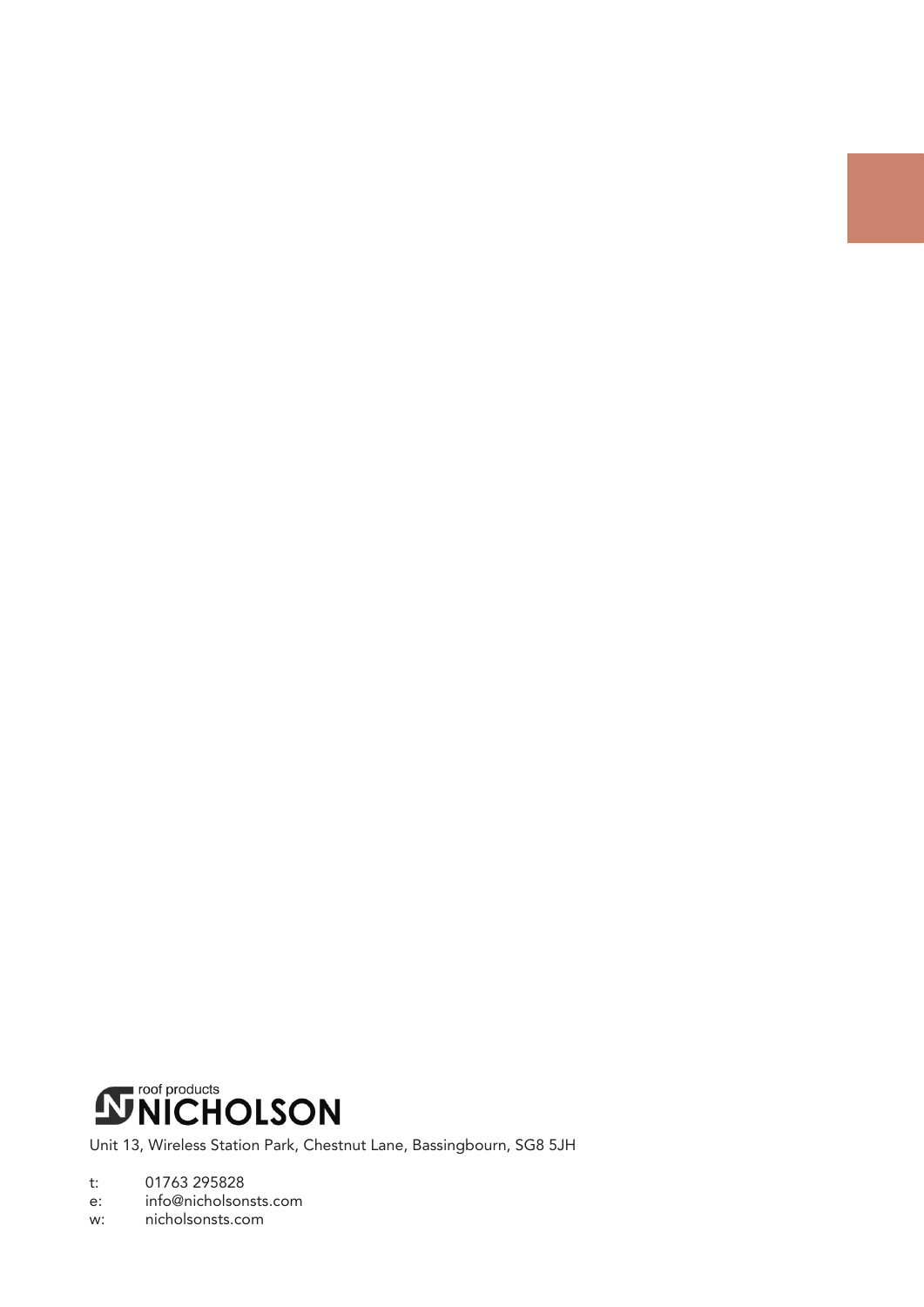roof products
**NICHOLSON**

Unit 13, Wireless Station Park, Chestnut Lane, Bassingbourn, SG8 5JH

t: 01763 295828
e: info@nicholsonsts.com
w: nicholsonsts.com